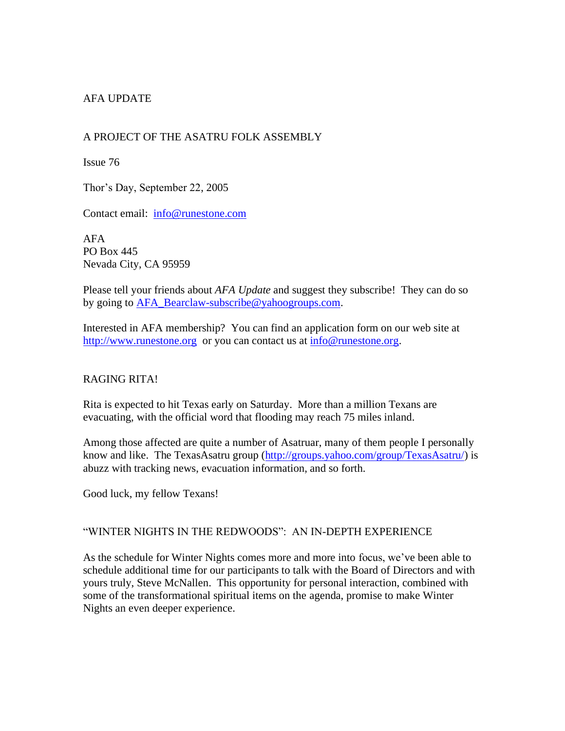# AFA UPDATE

## A PROJECT OF THE ASATRU FOLK ASSEMBLY

Issue 76

Thor's Day, September 22, 2005

Contact email: info@runestone.com

AFA
PO Box 445
Nevada City, CA 95959

Please tell your friends about *AFA Update* and suggest they subscribe! They can do so by going to AFA_Bearclaw-subscribe@yahoogroups.com.

Interested in AFA membership? You can find an application form on our web site at http://www.runestone.org or you can contact us at info@runestone.org.

## RAGING RITA!

Rita is expected to hit Texas early on Saturday. More than a million Texans are evacuating, with the official word that flooding may reach 75 miles inland.

Among those affected are quite a number of Asatruar, many of them people I personally know and like. The TexasAsatru group (http://groups.yahoo.com/group/TexasAsatru/) is abuzz with tracking news, evacuation information, and so forth.

Good luck, my fellow Texans!

## "WINTER NIGHTS IN THE REDWOODS": AN IN-DEPTH EXPERIENCE

As the schedule for Winter Nights comes more and more into focus, we've been able to schedule additional time for our participants to talk with the Board of Directors and with yours truly, Steve McNallen. This opportunity for personal interaction, combined with some of the transformational spiritual items on the agenda, promise to make Winter Nights an even deeper experience.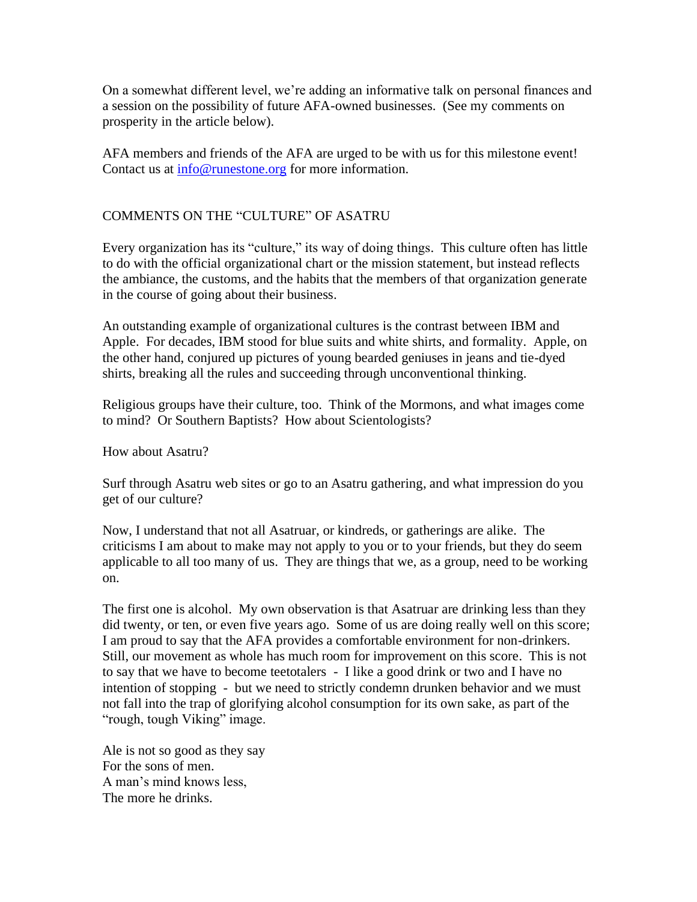On a somewhat different level, we're adding an informative talk on personal finances and a session on the possibility of future AFA-owned businesses. (See my comments on prosperity in the article below).

AFA members and friends of the AFA are urged to be with us for this milestone event! Contact us at [info@runestone.org](mailto:info@runestone.org) for more information.

## COMMENTS ON THE "CULTURE" OF ASATRU

Every organization has its "culture," its way of doing things. This culture often has little to do with the official organizational chart or the mission statement, but instead reflects the ambiance, the customs, and the habits that the members of that organization generate in the course of going about their business.

An outstanding example of organizational cultures is the contrast between IBM and Apple. For decades, IBM stood for blue suits and white shirts, and formality. Apple, on the other hand, conjured up pictures of young bearded geniuses in jeans and tie-dyed shirts, breaking all the rules and succeeding through unconventional thinking.

Religious groups have their culture, too. Think of the Mormons, and what images come to mind? Or Southern Baptists? How about Scientologists?

How about Asatru?

Surf through Asatru web sites or go to an Asatru gathering, and what impression do you get of our culture?

Now, I understand that not all Asatruar, or kindreds, or gatherings are alike. The criticisms I am about to make may not apply to you or to your friends, but they do seem applicable to all too many of us. They are things that we, as a group, need to be working on.

The first one is alcohol. My own observation is that Asatruar are drinking less than they did twenty, or ten, or even five years ago. Some of us are doing really well on this score; I am proud to say that the AFA provides a comfortable environment for non-drinkers. Still, our movement as whole has much room for improvement on this score. This is not to say that we have to become teetotalers - I like a good drink or two and I have no intention of stopping - but we need to strictly condemn drunken behavior and we must not fall into the trap of glorifying alcohol consumption for its own sake, as part of the "rough, tough Viking" image.

Ale is not so good as they say  
For the sons of men.  
A man's mind knows less,  
The more he drinks.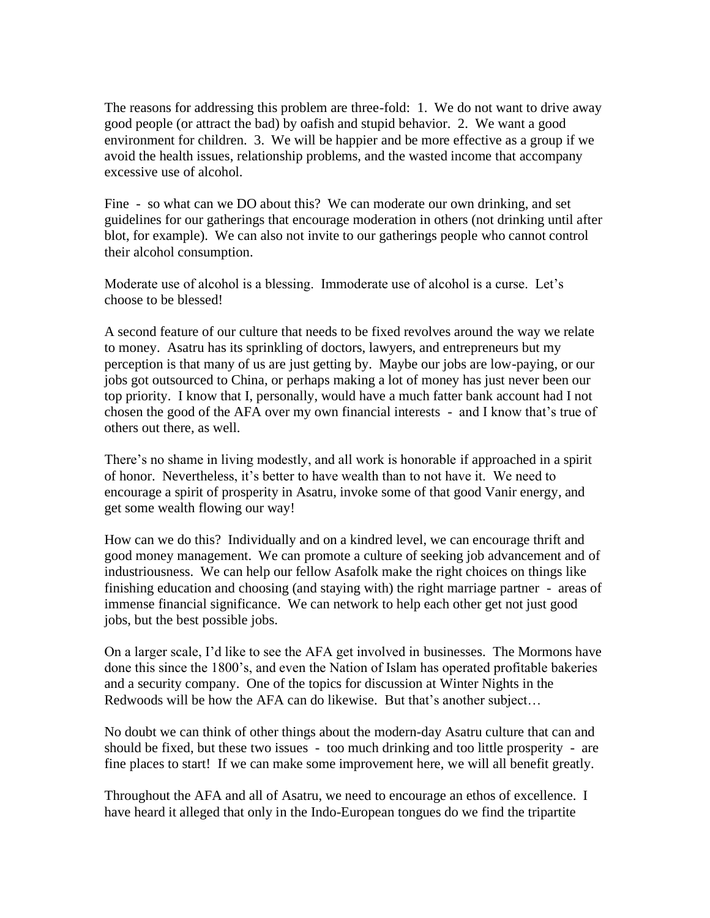The reasons for addressing this problem are three-fold: 1. We do not want to drive away good people (or attract the bad) by oafish and stupid behavior. 2. We want a good environment for children. 3. We will be happier and be more effective as a group if we avoid the health issues, relationship problems, and the wasted income that accompany excessive use of alcohol.

Fine - so what can we DO about this? We can moderate our own drinking, and set guidelines for our gatherings that encourage moderation in others (not drinking until after blot, for example). We can also not invite to our gatherings people who cannot control their alcohol consumption.

Moderate use of alcohol is a blessing. Immoderate use of alcohol is a curse. Let's choose to be blessed!

A second feature of our culture that needs to be fixed revolves around the way we relate to money. Asatru has its sprinkling of doctors, lawyers, and entrepreneurs but my perception is that many of us are just getting by. Maybe our jobs are low-paying, or our jobs got outsourced to China, or perhaps making a lot of money has just never been our top priority. I know that I, personally, would have a much fatter bank account had I not chosen the good of the AFA over my own financial interests - and I know that's true of others out there, as well.

There's no shame in living modestly, and all work is honorable if approached in a spirit of honor. Nevertheless, it's better to have wealth than to not have it. We need to encourage a spirit of prosperity in Asatru, invoke some of that good Vanir energy, and get some wealth flowing our way!

How can we do this? Individually and on a kindred level, we can encourage thrift and good money management. We can promote a culture of seeking job advancement and of industriousness. We can help our fellow Asafolk make the right choices on things like finishing education and choosing (and staying with) the right marriage partner - areas of immense financial significance. We can network to help each other get not just good jobs, but the best possible jobs.

On a larger scale, I'd like to see the AFA get involved in businesses. The Mormons have done this since the 1800's, and even the Nation of Islam has operated profitable bakeries and a security company. One of the topics for discussion at Winter Nights in the Redwoods will be how the AFA can do likewise. But that's another subject…

No doubt we can think of other things about the modern-day Asatru culture that can and should be fixed, but these two issues - too much drinking and too little prosperity - are fine places to start! If we can make some improvement here, we will all benefit greatly.

Throughout the AFA and all of Asatru, we need to encourage an ethos of excellence. I have heard it alleged that only in the Indo-European tongues do we find the tripartite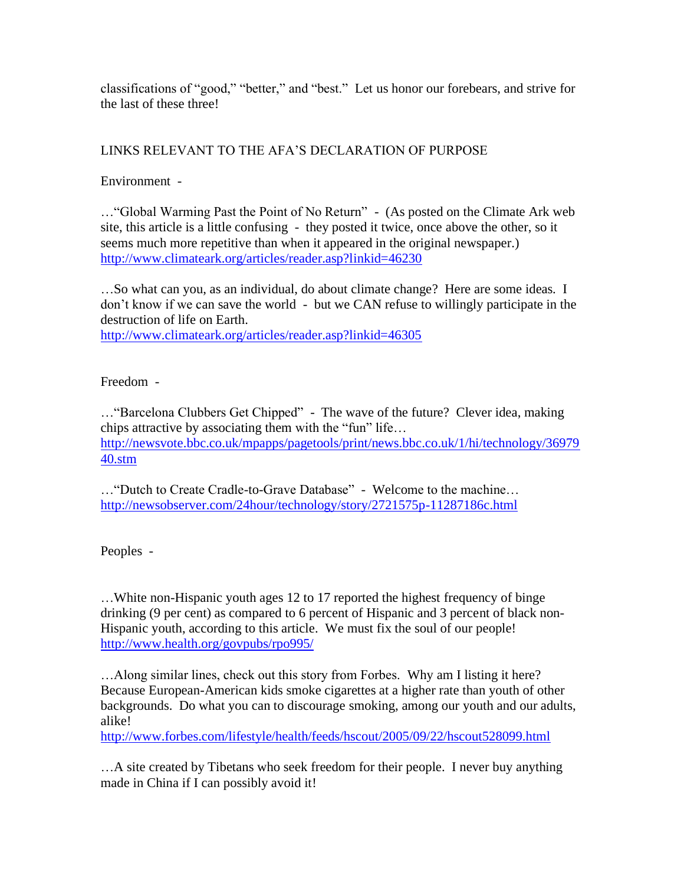classifications of "good," "better," and "best." Let us honor our forebears, and strive for the last of these three!

LINKS RELEVANT TO THE AFA'S DECLARATION OF PURPOSE

Environment -

…"Global Warming Past the Point of No Return" - (As posted on the Climate Ark web site, this article is a little confusing - they posted it twice, once above the other, so it seems much more repetitive than when it appeared in the original newspaper.)
http://www.climateark.org/articles/reader.asp?linkid=46230

…So what can you, as an individual, do about climate change? Here are some ideas. I don't know if we can save the world - but we CAN refuse to willingly participate in the destruction of life on Earth.
http://www.climateark.org/articles/reader.asp?linkid=46305

Freedom -

…"Barcelona Clubbers Get Chipped" - The wave of the future? Clever idea, making chips attractive by associating them with the "fun" life…
http://newsvote.bbc.co.uk/mpapps/pagetools/print/news.bbc.co.uk/1/hi/technology/3697940.stm

…"Dutch to Create Cradle-to-Grave Database" - Welcome to the machine…
http://newsobserver.com/24hour/technology/story/2721575p-11287186c.html

Peoples -

…White non-Hispanic youth ages 12 to 17 reported the highest frequency of binge drinking (9 per cent) as compared to 6 percent of Hispanic and 3 percent of black non-Hispanic youth, according to this article. We must fix the soul of our people!
http://www.health.org/govpubs/rpo995/

…Along similar lines, check out this story from Forbes. Why am I listing it here? Because European-American kids smoke cigarettes at a higher rate than youth of other backgrounds. Do what you can to discourage smoking, among our youth and our adults, alike!
http://www.forbes.com/lifestyle/health/feeds/hscout/2005/09/22/hscout528099.html

…A site created by Tibetans who seek freedom for their people. I never buy anything made in China if I can possibly avoid it!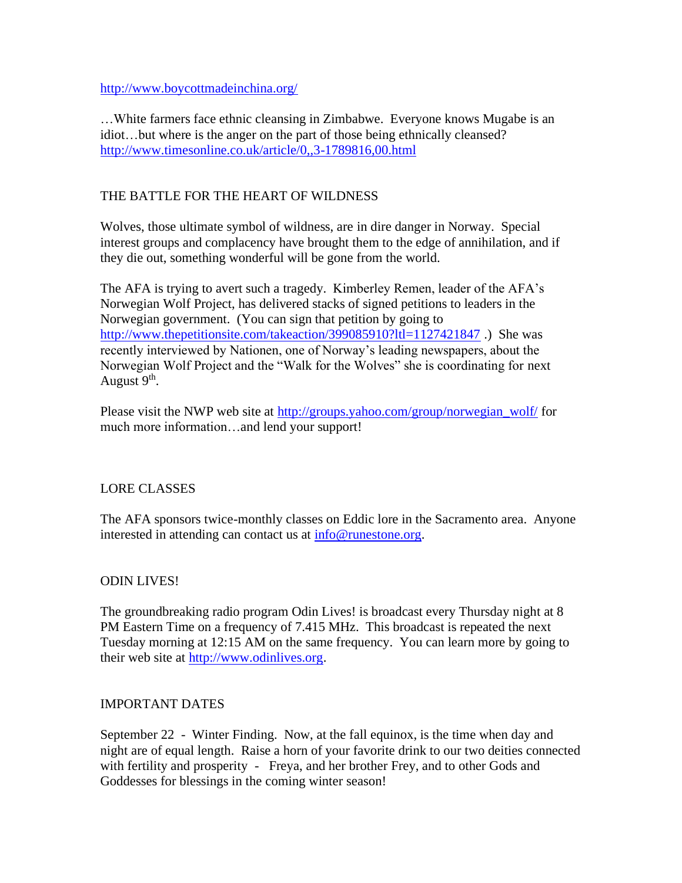http://www.boycottmadeinchina.org/

…White farmers face ethnic cleansing in Zimbabwe. Everyone knows Mugabe is an idiot…but where is the anger on the part of those being ethnically cleansed?
http://www.timesonline.co.uk/article/0,,3-1789816,00.html

## THE BATTLE FOR THE HEART OF WILDNESS

Wolves, those ultimate symbol of wildness, are in dire danger in Norway. Special interest groups and complacency have brought them to the edge of annihilation, and if they die out, something wonderful will be gone from the world.

The AFA is trying to avert such a tragedy. Kimberley Remen, leader of the AFA's Norwegian Wolf Project, has delivered stacks of signed petitions to leaders in the Norwegian government. (You can sign that petition by going to http://www.thepetitionsite.com/takeaction/399085910?ltl=1127421847 .) She was recently interviewed by Nationen, one of Norway's leading newspapers, about the Norwegian Wolf Project and the "Walk for the Wolves" she is coordinating for next August 9th.

Please visit the NWP web site at http://groups.yahoo.com/group/norwegian_wolf/ for much more information…and lend your support!

## LORE CLASSES

The AFA sponsors twice-monthly classes on Eddic lore in the Sacramento area. Anyone interested in attending can contact us at info@runestone.org.

## ODIN LIVES!

The groundbreaking radio program Odin Lives! is broadcast every Thursday night at 8 PM Eastern Time on a frequency of 7.415 MHz. This broadcast is repeated the next Tuesday morning at 12:15 AM on the same frequency. You can learn more by going to their web site at http://www.odinlives.org.

## IMPORTANT DATES

September 22 - Winter Finding. Now, at the fall equinox, is the time when day and night are of equal length. Raise a horn of your favorite drink to our two deities connected with fertility and prosperity - Freya, and her brother Frey, and to other Gods and Goddesses for blessings in the coming winter season!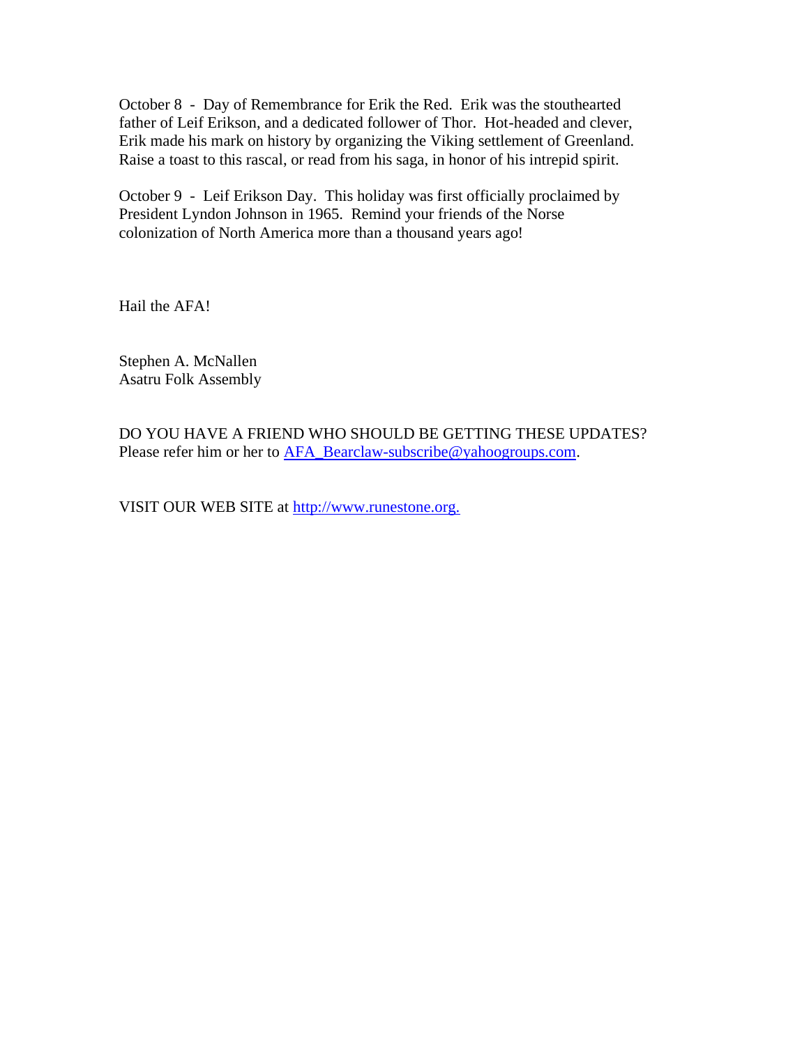October 8 - Day of Remembrance for Erik the Red. Erik was the stouthearted father of Leif Erikson, and a dedicated follower of Thor. Hot-headed and clever, Erik made his mark on history by organizing the Viking settlement of Greenland. Raise a toast to this rascal, or read from his saga, in honor of his intrepid spirit.

October 9 - Leif Erikson Day. This holiday was first officially proclaimed by President Lyndon Johnson in 1965. Remind your friends of the Norse colonization of North America more than a thousand years ago!

Hail the AFA!

Stephen A. McNallen
Asatru Folk Assembly

DO YOU HAVE A FRIEND WHO SHOULD BE GETTING THESE UPDATES? Please refer him or her to AFA_Bearclaw-subscribe@yahoogroups.com.

VISIT OUR WEB SITE at http://www.runestone.org.